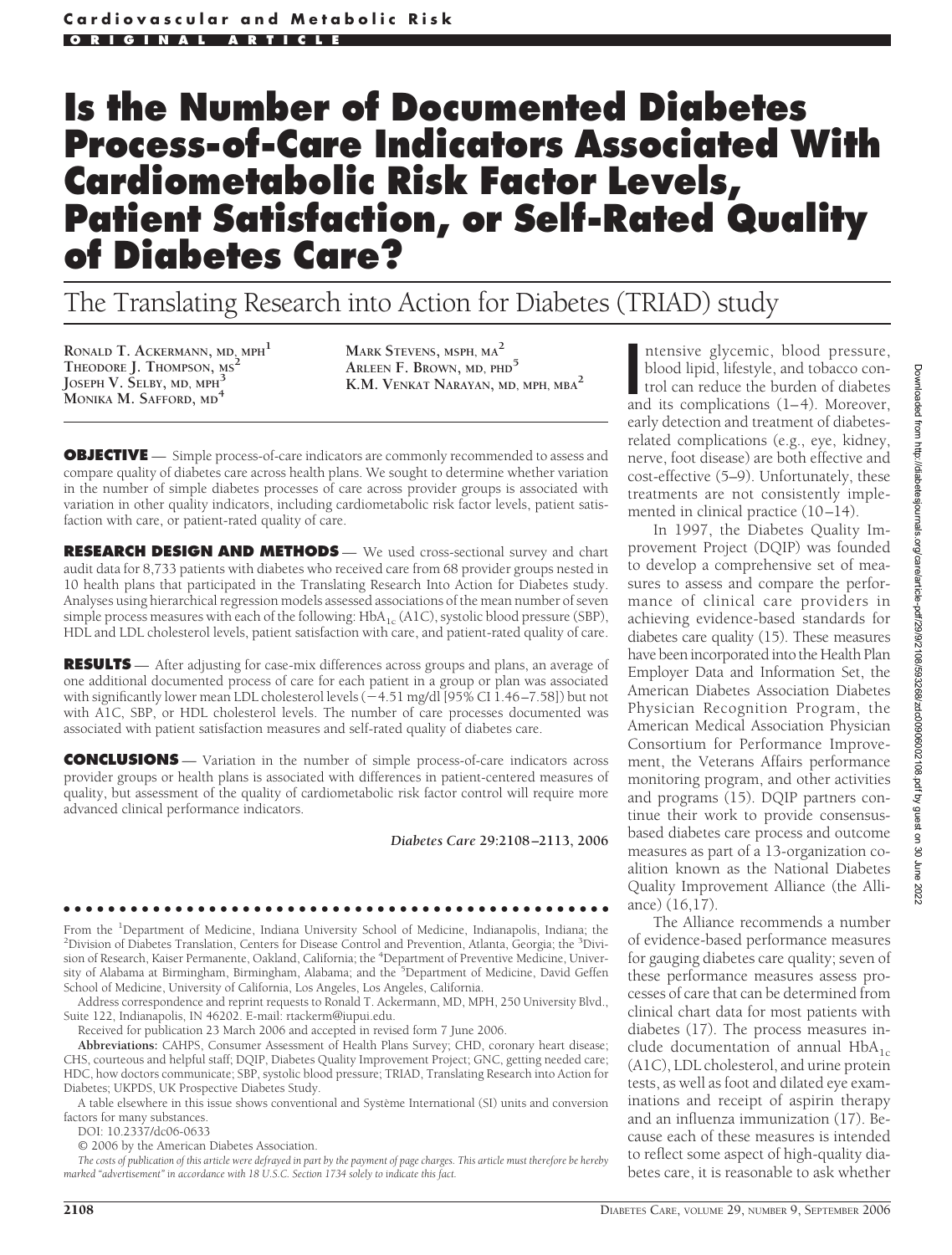Cardiovascular and Metabolic Risk

ORIGINAL ARTICLE

# Is the Number of Documented Diabetes Process-of-Care Indicators Associated With Cardiometabolic Risk Factor Levels, Patient Satisfaction, or Self-Rated Quality of Diabetes Care?

## The Translating Research into Action for Diabetes (TRIAD) study

RONALD T. ACKERMANN, MD, MPH[1]
THEODORE J. THOMPSON, MS[2]
JOSEPH V. SELBY, MD, MPH[3]
MONIKA M. SAFFORD, MD[4]
MARK STEVENS, MSPH, MA[2]
ARLEEN F. BROWN, MD, PHD[5]
K.M. VENKAT NARAYAN, MD, MPH, MBA[2]

**OBJECTIVE** — Simple process-of-care indicators are commonly recommended to assess and compare quality of diabetes care across health plans. We sought to determine whether variation in the number of simple diabetes processes of care across provider groups is associated with variation in other quality indicators, including cardiometabolic risk factor levels, patient satisfaction with care, or patient-rated quality of care.

**RESEARCH DESIGN AND METHODS** — We used cross-sectional survey and chart audit data for 8,733 patients with diabetes who received care from 68 provider groups nested in 10 health plans that participated in the Translating Research Into Action for Diabetes study. Analyses using hierarchical regression models assessed associations of the mean number of seven simple process measures with each of the following: $HbA_{1c}$ (A1C), systolic blood pressure (SBP), HDL and LDL cholesterol levels, patient satisfaction with care, and patient-rated quality of care.

**RESULTS** — After adjusting for case-mix differences across groups and plans, an average of one additional documented process of care for each patient in a group or plan was associated with significantly lower mean LDL cholesterol levels (−4.51 mg/dl [95% CI 1.46–7.58]) but not with A1C, SBP, or HDL cholesterol levels. The number of care processes documented was associated with patient satisfaction measures and self-rated quality of diabetes care.

**CONCLUSIONS** — Variation in the number of simple process-of-care indicators across provider groups or health plans is associated with differences in patient-centered measures of quality, but assessment of the quality of cardiometabolic risk factor control will require more advanced clinical performance indicators.

*Diabetes Care* **29:2108–2113, 2006**

From the [1]Department of Medicine, Indiana University School of Medicine, Indianapolis, Indiana; the [2]Division of Diabetes Translation, Centers for Disease Control and Prevention, Atlanta, Georgia; the [3]Division of Research, Kaiser Permanente, Oakland, California; the [4]Department of Preventive Medicine, University of Alabama at Birmingham, Birmingham, Alabama; and the [5]Department of Medicine, David Geffen School of Medicine, University of California, Los Angeles, Los Angeles, California.

Address correspondence and reprint requests to Ronald T. Ackermann, MD, MPH, 250 University Blvd., Suite 122, Indianapolis, IN 46202. E-mail: rtackerm@iupui.edu.

Received for publication 23 March 2006 and accepted in revised form 7 June 2006.

**Abbreviations:** CAHPS, Consumer Assessment of Health Plans Survey; CHD, coronary heart disease; CHS, courteous and helpful staff; DQIP, Diabetes Quality Improvement Project; GNC, getting needed care; HDC, how doctors communicate; SBP, systolic blood pressure; TRIAD, Translating Research into Action for Diabetes; UKPDS, UK Prospective Diabetes Study.

A table elsewhere in this issue shows conventional and Système International (SI) units and conversion factors for many substances.

DOI: 10.2337/dc06-0633

© 2006 by the American Diabetes Association.

*The costs of publication of this article were defrayed in part by the payment of page charges. This article must therefore be hereby marked "advertisement" in accordance with 18 U.S.C. Section 1734 solely to indicate this fact.*

Intensive glycemic, blood pressure, blood lipid, lifestyle, and tobacco control can reduce the burden of diabetes and its complications (1–4). Moreover, early detection and treatment of diabetes-related complications (e.g., eye, kidney, nerve, foot disease) are both effective and cost-effective (5–9). Unfortunately, these treatments are not consistently implemented in clinical practice (10–14).

In 1997, the Diabetes Quality Improvement Project (DQIP) was founded to develop a comprehensive set of measures to assess and compare the performance of clinical care providers in achieving evidence-based standards for diabetes care quality (15). These measures have been incorporated into the Health Plan Employer Data and Information Set, the American Diabetes Association Diabetes Physician Recognition Program, the American Medical Association Physician Consortium for Performance Improvement, the Veterans Affairs performance monitoring program, and other activities and programs (15). DQIP partners continue their work to provide consensus-based diabetes care process and outcome measures as part of a 13-organization coalition known as the National Diabetes Quality Improvement Alliance (the Alliance) (16,17).

The Alliance recommends a number of evidence-based performance measures for gauging diabetes care quality; seven of these performance measures assess processes of care that can be determined from clinical chart data for most patients with diabetes (17). The process measures include documentation of annual $HbA_{1c}$ (A1C), LDL cholesterol, and urine protein tests, as well as foot and dilated eye examinations and receipt of aspirin therapy and an influenza immunization (17). Because each of these measures is intended to reflect some aspect of high-quality diabetes care, it is reasonable to ask whether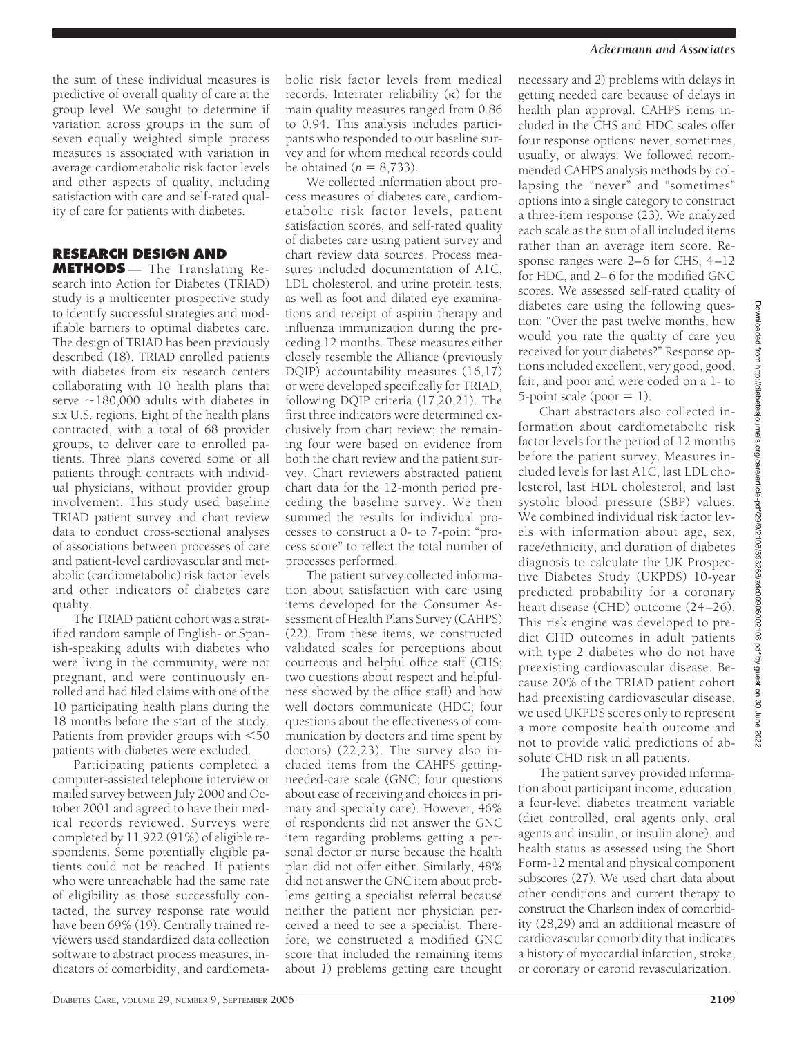the sum of these individual measures is predictive of overall quality of care at the group level. We sought to determine if variation across groups in the sum of seven equally weighted simple process measures is associated with variation in average cardiometabolic risk factor levels and other aspects of quality, including satisfaction with care and self-rated quality of care for patients with diabetes.

## RESEARCH DESIGN AND METHODS

The Translating Research into Action for Diabetes (TRIAD) study is a multicenter prospective study to identify successful strategies and modifiable barriers to optimal diabetes care. The design of TRIAD has been previously described (18). TRIAD enrolled patients with diabetes from six research centers collaborating with 10 health plans that serve ~180,000 adults with diabetes in six U.S. regions. Eight of the health plans contracted, with a total of 68 provider groups, to deliver care to enrolled patients. Three plans covered some or all patients through contracts with individual physicians, without provider group involvement. This study used baseline TRIAD patient survey and chart review data to conduct cross-sectional analyses of associations between processes of care and patient-level cardiovascular and metabolic (cardiometabolic) risk factor levels and other indicators of diabetes care quality.

The TRIAD patient cohort was a stratified random sample of English- or Spanish-speaking adults with diabetes who were living in the community, were not pregnant, and were continuously enrolled and had filed claims with one of the 10 participating health plans during the 18 months before the start of the study. Patients from provider groups with <50 patients with diabetes were excluded.

Participating patients completed a computer-assisted telephone interview or mailed survey between July 2000 and October 2001 and agreed to have their medical records reviewed. Surveys were completed by 11,922 (91%) of eligible respondents. Some potentially eligible patients could not be reached. If patients who were unreachable had the same rate of eligibility as those successfully contacted, the survey response rate would have been 69% (19). Centrally trained reviewers used standardized data collection software to abstract process measures, indicators of comorbidity, and cardiometabolic risk factor levels from medical records. Interrater reliability (κ) for the main quality measures ranged from 0.86 to 0.94. This analysis includes participants who responded to our baseline survey and for whom medical records could be obtained ($n = 8{,}733$).

We collected information about process measures of diabetes care, cardiometabolic risk factor levels, patient satisfaction scores, and self-rated quality of diabetes care using patient survey and chart review data sources. Process measures included documentation of A1C, LDL cholesterol, and urine protein tests, as well as foot and dilated eye examinations and receipt of aspirin therapy and influenza immunization during the preceding 12 months. These measures either closely resemble the Alliance (previously DQIP) accountability measures (16,17) or were developed specifically for TRIAD, following DQIP criteria (17,20,21). The first three indicators were determined exclusively from chart review; the remaining four were based on evidence from both the chart review and the patient survey. Chart reviewers abstracted patient chart data for the 12-month period preceding the baseline survey. We then summed the results for individual processes to construct a 0- to 7-point "process score" to reflect the total number of processes performed.

The patient survey collected information about satisfaction with care using items developed for the Consumer Assessment of Health Plans Survey (CAHPS) (22). From these items, we constructed validated scales for perceptions about courteous and helpful office staff (CHS; two questions about respect and helpfulness showed by the office staff) and how well doctors communicate (HDC; four questions about the effectiveness of communication by doctors and time spent by doctors) (22,23). The survey also included items from the CAHPS getting-needed-care scale (GNC; four questions about ease of receiving and choices in primary and specialty care). However, 46% of respondents did not answer the GNC item regarding problems getting a personal doctor or nurse because the health plan did not offer either. Similarly, 48% did not answer the GNC item about problems getting a specialist referral because neither the patient nor physician perceived a need to see a specialist. Therefore, we constructed a modified GNC score that included the remaining items about *1*) problems getting care thought necessary and *2*) problems with delays in getting needed care because of delays in health plan approval. CAHPS items included in the CHS and HDC scales offer four response options: never, sometimes, usually, or always. We followed recommended CAHPS analysis methods by collapsing the "never" and "sometimes" options into a single category to construct a three-item response (23). We analyzed each scale as the sum of all included items rather than an average item score. Response ranges were 2–6 for CHS, 4–12 for HDC, and 2–6 for the modified GNC scores. We assessed self-rated quality of diabetes care using the following question: "Over the past twelve months, how would you rate the quality of care you received for your diabetes?" Response options included excellent, very good, good, fair, and poor and were coded on a 1- to 5-point scale (poor = 1).

Chart abstractors also collected information about cardiometabolic risk factor levels for the period of 12 months before the patient survey. Measures included levels for last A1C, last LDL cholesterol, last HDL cholesterol, and last systolic blood pressure (SBP) values. We combined individual risk factor levels with information about age, sex, race/ethnicity, and duration of diabetes diagnosis to calculate the UK Prospective Diabetes Study (UKPDS) 10-year predicted probability for a coronary heart disease (CHD) outcome (24–26). This risk engine was developed to predict CHD outcomes in adult patients with type 2 diabetes who do not have preexisting cardiovascular disease. Because 20% of the TRIAD patient cohort had preexisting cardiovascular disease, we used UKPDS scores only to represent a more composite health outcome and not to provide valid predictions of absolute CHD risk in all patients.

The patient survey provided information about participant income, education, a four-level diabetes treatment variable (diet controlled, oral agents only, oral agents and insulin, or insulin alone), and health status as assessed using the Short Form-12 mental and physical component subscores (27). We used chart data about other conditions and current therapy to construct the Charlson index of comorbidity (28,29) and an additional measure of cardiovascular comorbidity that indicates a history of myocardial infarction, stroke, or coronary or carotid revascularization.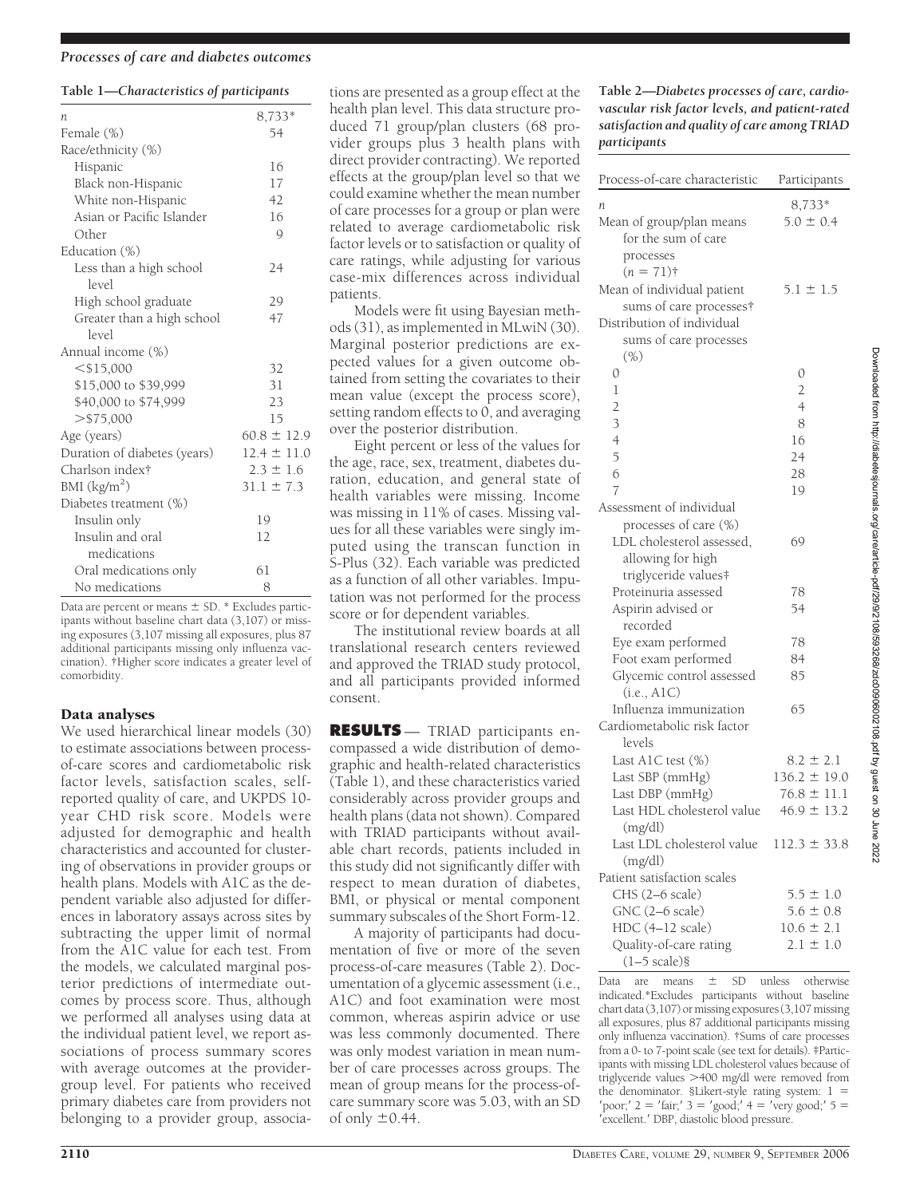**Table 1—Characteristics of participants**

| | |
|---|---|
| *n* | 8,733* |
| Female (%) | 54 |
| Race/ethnicity (%) | |
| Hispanic | 16 |
| Black non-Hispanic | 17 |
| White non-Hispanic | 42 |
| Asian or Pacific Islander | 16 |
| Other | 9 |
| Education (%) | |
| Less than a high school level | 24 |
| High school graduate | 29 |
| Greater than a high school level | 47 |
| Annual income (%) | |
| <$15,000 | 32 |
| $15,000 to $39,999 | 31 |
| $40,000 to $74,999 | 23 |
| >$75,000 | 15 |
| Age (years) | 60.8 ± 12.9 |
| Duration of diabetes (years) | 12.4 ± 11.0 |
| Charlson index† | 2.3 ± 1.6 |
| BMI (kg/m$^2$) | 31.1 ± 7.3 |
| Diabetes treatment (%) | |
| Insulin only | 19 |
| Insulin and oral medications | 12 |
| Oral medications only | 61 |
| No medications | 8 |

Data are percent or means ± SD. * Excludes participants without baseline chart data (3,107) or missing exposures (3,107 missing all exposures, plus 87 additional participants missing only influenza vaccination). †Higher score indicates a greater level of comorbidity.

### Data analyses

We used hierarchical linear models (30) to estimate associations between process-of-care scores and cardiometabolic risk factor levels, satisfaction scales, self-reported quality of care, and UKPDS 10-year CHD risk score. Models were adjusted for demographic and health characteristics and accounted for clustering of observations in provider groups or health plans. Models with A1C as the dependent variable also adjusted for differences in laboratory assays across sites by subtracting the upper limit of normal from the A1C value for each test. From the models, we calculated marginal posterior predictions of intermediate outcomes by process score. Thus, although we performed all analyses using data at the individual patient level, we report associations of process summary scores with average outcomes at the provider-group level. For patients who received primary diabetes care from providers not belonging to a provider group, associations are presented as a group effect at the health plan level. This data structure produced 71 group/plan clusters (68 provider groups plus 3 health plans with direct provider contracting). We reported effects at the group/plan level so that we could examine whether the mean number of care processes for a group or plan were related to average cardiometabolic risk factor levels or to satisfaction or quality of care ratings, while adjusting for various case-mix differences across individual patients.

Models were fit using Bayesian methods (31), as implemented in MLwiN (30). Marginal posterior predictions are expected values for a given outcome obtained from setting the covariates to their mean value (except the process score), setting random effects to 0, and averaging over the posterior distribution.

Eight percent or less of the values for the age, race, sex, treatment, diabetes duration, education, and general state of health variables were missing. Income was missing in 11% of cases. Missing values for all these variables were singly imputed using the transcan function in S-Plus (32). Each variable was predicted as a function of all other variables. Imputation was not performed for the process score or for dependent variables.

The institutional review boards at all translational research centers reviewed and approved the TRIAD study protocol, and all participants provided informed consent.

## RESULTS

TRIAD participants encompassed a wide distribution of demographic and health-related characteristics (Table 1), and these characteristics varied considerably across provider groups and health plans (data not shown). Compared with TRIAD participants without available chart records, patients included in this study did not significantly differ with respect to mean duration of diabetes, BMI, or physical or mental component summary subscales of the Short Form-12.

A majority of participants had documentation of five or more of the seven process-of-care measures (Table 2). Documentation of a glycemic assessment (i.e., A1C) and foot examination were most common, whereas aspirin advice or use was less commonly documented. There was only modest variation in mean number of care processes across groups. The mean of group means for the process-of-care summary score was 5.03, with an SD of only ±0.44.

**Table 2—Diabetes processes of care, cardiovascular risk factor levels, and patient-rated satisfaction and quality of care among TRIAD participants**

| Process-of-care characteristic | Participants |
|---|---|
| *n* | 8,733* |
| Mean of group/plan means for the sum of care processes (*n* = 71)† | 5.0 ± 0.4 |
| Mean of individual patient sums of care processes† | 5.1 ± 1.5 |
| Distribution of individual sums of care processes (%) | |
| 0 | 0 |
| 1 | 2 |
| 2 | 4 |
| 3 | 8 |
| 4 | 16 |
| 5 | 24 |
| 6 | 28 |
| 7 | 19 |
| Assessment of individual processes of care (%) | |
| LDL cholesterol assessed, allowing for high triglyceride values‡ | 69 |
| Proteinuria assessed | 78 |
| Aspirin advised or recorded | 54 |
| Eye exam performed | 78 |
| Foot exam performed | 84 |
| Glycemic control assessed (i.e., A1C) | 85 |
| Influenza immunization | 65 |
| Cardiometabolic risk factor levels | |
| Last A1C test (%) | 8.2 ± 2.1 |
| Last SBP (mmHg) | 136.2 ± 19.0 |
| Last DBP (mmHg) | 76.8 ± 11.1 |
| Last HDL cholesterol value (mg/dl) | 46.9 ± 13.2 |
| Last LDL cholesterol value (mg/dl) | 112.3 ± 33.8 |
| Patient satisfaction scales | |
| CHS (2–6 scale) | 5.5 ± 1.0 |
| GNC (2–6 scale) | 5.6 ± 0.8 |
| HDC (4–12 scale) | 10.6 ± 2.1 |
| Quality-of-care rating (1–5 scale)§ | 2.1 ± 1.0 |

Data are means ± SD unless otherwise indicated.*Excludes participants without baseline chart data (3,107) or missing exposures (3,107 missing all exposures, plus 87 additional participants missing only influenza vaccination). †Sums of care processes from a 0- to 7-point scale (see text for details). ‡Participants with missing LDL cholesterol values because of triglyceride values >400 mg/dl were removed from the denominator. §Likert-style rating system: 1 = 'poor;' 2 = 'fair;' 3 = 'good;' 4 = 'very good;' 5 = 'excellent.' DBP, diastolic blood pressure.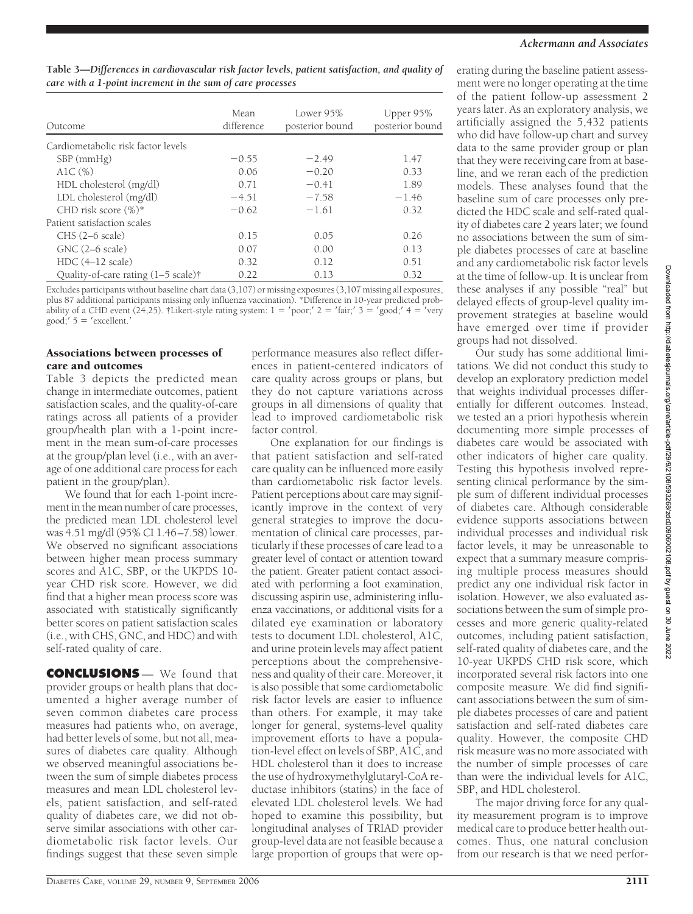**Table 3—*Differences in cardiovascular risk factor levels, patient satisfaction, and quality of care with a 1-point increment in the sum of care processes***

| Outcome | Mean difference | Lower 95% posterior bound | Upper 95% posterior bound |
|---|---|---|---|
| Cardiometabolic risk factor levels | | | |
| SBP (mmHg) | −0.55 | −2.49 | 1.47 |
| A1C (%) | 0.06 | −0.20 | 0.33 |
| HDL cholesterol (mg/dl) | 0.71 | −0.41 | 1.89 |
| LDL cholesterol (mg/dl) | −4.51 | −7.58 | −1.46 |
| CHD risk score (%)* | −0.62 | −1.61 | 0.32 |
| Patient satisfaction scales | | | |
| CHS (2–6 scale) | 0.15 | 0.05 | 0.26 |
| GNC (2–6 scale) | 0.07 | 0.00 | 0.13 |
| HDC (4–12 scale) | 0.32 | 0.12 | 0.51 |
| Quality-of-care rating (1–5 scale)† | 0.22 | 0.13 | 0.32 |

Excludes participants without baseline chart data (3,107) or missing exposures (3,107 missing all exposures, plus 87 additional participants missing only influenza vaccination). *Difference in 10-year predicted probability of a CHD event (24,25). †Likert-style rating system: 1 = 'poor;' 2 = 'fair;' 3 = 'good;' 4 = 'very good;' 5 = 'excellent.'

### Associations between processes of care and outcomes

Table 3 depicts the predicted mean change in intermediate outcomes, patient satisfaction scales, and the quality-of-care ratings across all patients of a provider group/health plan with a 1-point increment in the mean sum-of-care processes at the group/plan level (i.e., with an average of one additional care process for each patient in the group/plan).

We found that for each 1-point increment in the mean number of care processes, the predicted mean LDL cholesterol level was 4.51 mg/dl (95% CI 1.46–7.58) lower. We observed no significant associations between higher mean process summary scores and A1C, SBP, or the UKPDS 10-year CHD risk score. However, we did find that a higher mean process score was associated with statistically significantly better scores on patient satisfaction scales (i.e., with CHS, GNC, and HDC) and with self-rated quality of care.

## CONCLUSIONS

We found that provider groups or health plans that documented a higher average number of seven common diabetes care process measures had patients who, on average, had better levels of some, but not all, measures of diabetes care quality. Although we observed meaningful associations between the sum of simple diabetes process measures and mean LDL cholesterol levels, patient satisfaction, and self-rated quality of diabetes care, we did not observe similar associations with other cardiometabolic risk factor levels. Our findings suggest that these seven simple performance measures also reflect differences in patient-centered indicators of care quality across groups or plans, but they do not capture variations across groups in all dimensions of quality that lead to improved cardiometabolic risk factor control.

One explanation for our findings is that patient satisfaction and self-rated care quality can be influenced more easily than cardiometabolic risk factor levels. Patient perceptions about care may significantly improve in the context of very general strategies to improve the documentation of clinical care processes, particularly if these processes of care lead to a greater level of contact or attention toward the patient. Greater patient contact associated with performing a foot examination, discussing aspirin use, administering influenza vaccinations, or additional visits for a dilated eye examination or laboratory tests to document LDL cholesterol, A1C, and urine protein levels may affect patient perceptions about the comprehensiveness and quality of their care. Moreover, it is also possible that some cardiometabolic risk factor levels are easier to influence than others. For example, it may take longer for general, systems-level quality improvement efforts to have a population-level effect on levels of SBP, A1C, and HDL cholesterol than it does to increase the use of hydroxymethylglutaryl-CoA reductase inhibitors (statins) in the face of elevated LDL cholesterol levels. We had hoped to examine this possibility, but longitudinal analyses of TRIAD provider group-level data are not feasible because a large proportion of groups that were operating during the baseline patient assessment were no longer operating at the time of the patient follow-up assessment 2 years later. As an exploratory analysis, we artificially assigned the 5,432 patients who did have follow-up chart and survey data to the same provider group or plan that they were receiving care from at baseline, and we reran each of the prediction models. These analyses found that the baseline sum of care processes only predicted the HDC scale and self-rated quality of diabetes care 2 years later; we found no associations between the sum of simple diabetes processes of care at baseline and any cardiometabolic risk factor levels at the time of follow-up. It is unclear from these analyses if any possible "real" but delayed effects of group-level quality improvement strategies at baseline would have emerged over time if provider groups had not dissolved.

Our study has some additional limitations. We did not conduct this study to develop an exploratory prediction model that weights individual processes differentially for different outcomes. Instead, we tested an a priori hypothesis wherein documenting more simple processes of diabetes care would be associated with other indicators of higher care quality. Testing this hypothesis involved representing clinical performance by the simple sum of different individual processes of diabetes care. Although considerable evidence supports associations between individual processes and individual risk factor levels, it may be unreasonable to expect that a summary measure comprising multiple process measures should predict any one individual risk factor in isolation. However, we also evaluated associations between the sum of simple processes and more generic quality-related outcomes, including patient satisfaction, self-rated quality of diabetes care, and the 10-year UKPDS CHD risk score, which incorporated several risk factors into one composite measure. We did find significant associations between the sum of simple diabetes processes of care and patient satisfaction and self-rated diabetes care quality. However, the composite CHD risk measure was no more associated with the number of simple processes of care than were the individual levels for A1C, SBP, and HDL cholesterol.

The major driving force for any quality measurement program is to improve medical care to produce better health outcomes. Thus, one natural conclusion from our research is that we need perfor-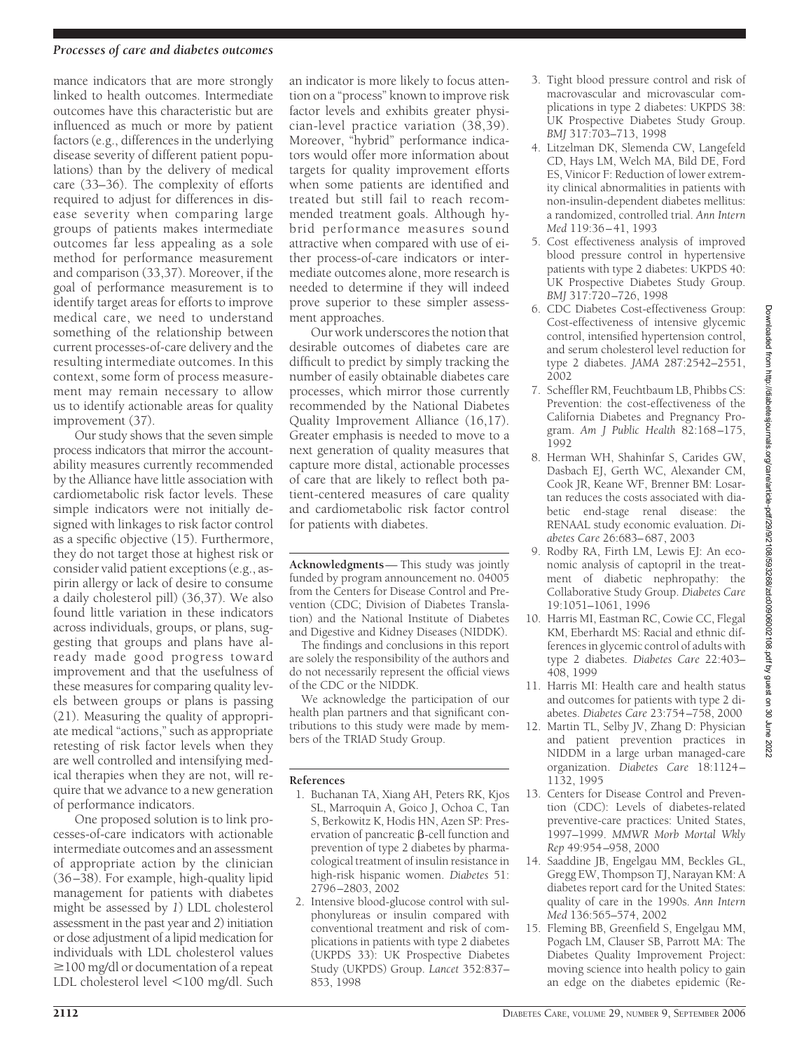mance indicators that are more strongly linked to health outcomes. Intermediate outcomes have this characteristic but are influenced as much or more by patient factors (e.g., differences in the underlying disease severity of different patient populations) than by the delivery of medical care (33–36). The complexity of efforts required to adjust for differences in disease severity when comparing large groups of patients makes intermediate outcomes far less appealing as a sole method for performance measurement and comparison (33,37). Moreover, if the goal of performance measurement is to identify target areas for efforts to improve medical care, we need to understand something of the relationship between current processes-of-care delivery and the resulting intermediate outcomes. In this context, some form of process measurement may remain necessary to allow us to identify actionable areas for quality improvement (37).

Our study shows that the seven simple process indicators that mirror the accountability measures currently recommended by the Alliance have little association with cardiometabolic risk factor levels. These simple indicators were not initially designed with linkages to risk factor control as a specific objective (15). Furthermore, they do not target those at highest risk or consider valid patient exceptions (e.g., aspirin allergy or lack of desire to consume a daily cholesterol pill) (36,37). We also found little variation in these indicators across individuals, groups, or plans, suggesting that groups and plans have already made good progress toward improvement and that the usefulness of these measures for comparing quality levels between groups or plans is passing (21). Measuring the quality of appropriate medical "actions," such as appropriate retesting of risk factor levels when they are well controlled and intensifying medical therapies when they are not, will require that we advance to a new generation of performance indicators.

One proposed solution is to link processes-of-care indicators with actionable intermediate outcomes and an assessment of appropriate action by the clinician (36–38). For example, high-quality lipid management for patients with diabetes might be assessed by *1*) LDL cholesterol assessment in the past year and *2*) initiation or dose adjustment of a lipid medication for individuals with LDL cholesterol values ≥100 mg/dl or documentation of a repeat LDL cholesterol level <100 mg/dl. Such an indicator is more likely to focus attention on a "process" known to improve risk factor levels and exhibits greater physician-level practice variation (38,39). Moreover, "hybrid" performance indicators would offer more information about targets for quality improvement efforts when some patients are identified and treated but still fail to reach recommended treatment goals. Although hybrid performance measures sound attractive when compared with use of either process-of-care indicators or intermediate outcomes alone, more research is needed to determine if they will indeed prove superior to these simpler assessment approaches.

Our work underscores the notion that desirable outcomes of diabetes care are difficult to predict by simply tracking the number of easily obtainable diabetes care processes, which mirror those currently recommended by the National Diabetes Quality Improvement Alliance (16,17). Greater emphasis is needed to move to a next generation of quality measures that capture more distal, actionable processes of care that are likely to reflect both patient-centered measures of care quality and cardiometabolic risk factor control for patients with diabetes.

**Acknowledgments**— This study was jointly funded by program announcement no. 04005 from the Centers for Disease Control and Prevention (CDC; Division of Diabetes Translation) and the National Institute of Diabetes and Digestive and Kidney Diseases (NIDDK).

The findings and conclusions in this report are solely the responsibility of the authors and do not necessarily represent the official views of the CDC or the NIDDK.

We acknowledge the participation of our health plan partners and that significant contributions to this study were made by members of the TRIAD Study Group.

## References

1. Buchanan TA, Xiang AH, Peters RK, Kjos SL, Marroquin A, Goico J, Ochoa C, Tan S, Berkowitz K, Hodis HN, Azen SP: Preservation of pancreatic β-cell function and prevention of type 2 diabetes by pharmacological treatment of insulin resistance in high-risk hispanic women. *Diabetes* 51: 2796–2803, 2002
2. Intensive blood-glucose control with sulphonylureas or insulin compared with conventional treatment and risk of complications in patients with type 2 diabetes (UKPDS 33): UK Prospective Diabetes Study (UKPDS) Group. *Lancet* 352:837–853, 1998
3. Tight blood pressure control and risk of macrovascular and microvascular complications in type 2 diabetes: UKPDS 38: UK Prospective Diabetes Study Group. *BMJ* 317:703–713, 1998
4. Litzelman DK, Slemenda CW, Langefeld CD, Hays LM, Welch MA, Bild DE, Ford ES, Vinicor F: Reduction of lower extremity clinical abnormalities in patients with non-insulin-dependent diabetes mellitus: a randomized, controlled trial. *Ann Intern Med* 119:36–41, 1993
5. Cost effectiveness analysis of improved blood pressure control in hypertensive patients with type 2 diabetes: UKPDS 40: UK Prospective Diabetes Study Group. *BMJ* 317:720–726, 1998
6. CDC Diabetes Cost-effectiveness Group: Cost-effectiveness of intensive glycemic control, intensified hypertension control, and serum cholesterol level reduction for type 2 diabetes. *JAMA* 287:2542–2551, 2002
7. Scheffler RM, Feuchtbaum LB, Phibbs CS: Prevention: the cost-effectiveness of the California Diabetes and Pregnancy Program. *Am J Public Health* 82:168–175, 1992
8. Herman WH, Shahinfar S, Carides GW, Dasbach EJ, Gerth WC, Alexander CM, Cook JR, Keane WF, Brenner BM: Losartan reduces the costs associated with diabetic end-stage renal disease: the RENAAL study economic evaluation. *Diabetes Care* 26:683–687, 2003
9. Rodby RA, Firth LM, Lewis EJ: An economic analysis of captopril in the treatment of diabetic nephropathy: the Collaborative Study Group. *Diabetes Care* 19:1051–1061, 1996
10. Harris MI, Eastman RC, Cowie CC, Flegal KM, Eberhardt MS: Racial and ethnic differences in glycemic control of adults with type 2 diabetes. *Diabetes Care* 22:403–408, 1999
11. Harris MI: Health care and health status and outcomes for patients with type 2 diabetes. *Diabetes Care* 23:754–758, 2000
12. Martin TL, Selby JV, Zhang D: Physician and patient prevention practices in NIDDM in a large urban managed-care organization. *Diabetes Care* 18:1124–1132, 1995
13. Centers for Disease Control and Prevention (CDC): Levels of diabetes-related preventive-care practices: United States, 1997–1999. *MMWR Morb Mortal Wkly Rep* 49:954–958, 2000
14. Saaddine JB, Engelgau MM, Beckles GL, Gregg EW, Thompson TJ, Narayan KM: A diabetes report card for the United States: quality of care in the 1990s. *Ann Intern Med* 136:565–574, 2002
15. Fleming BB, Greenfield S, Engelgau MM, Pogach LM, Clauser SB, Parrott MA: The Diabetes Quality Improvement Project: moving science into health policy to gain an edge on the diabetes epidemic (Re-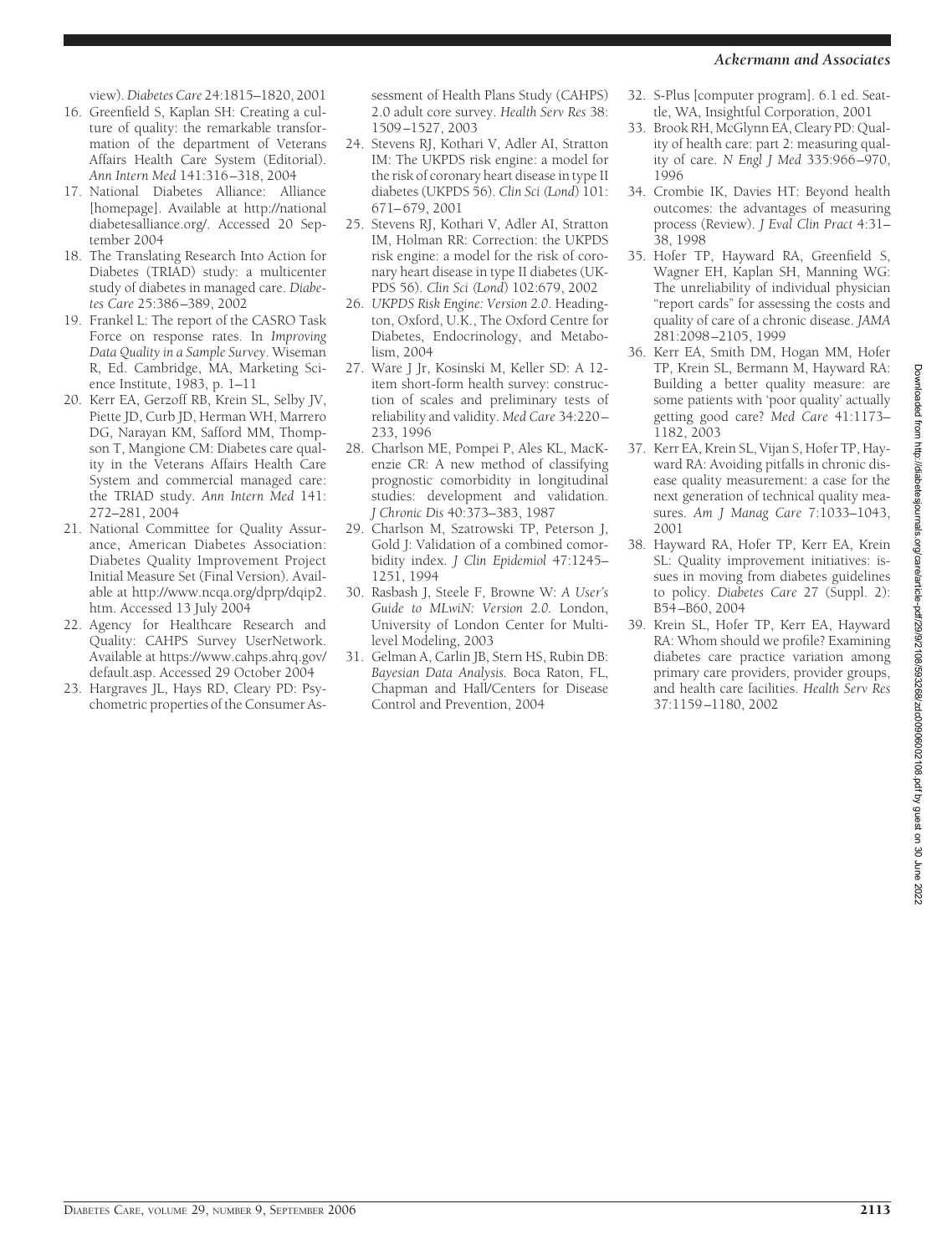view). *Diabetes Care* 24:1815–1820, 2001

16. Greenfield S, Kaplan SH: Creating a culture of quality: the remarkable transformation of the department of Veterans Affairs Health Care System (Editorial). *Ann Intern Med* 141:316–318, 2004
17. National Diabetes Alliance: Alliance [homepage]. Available at http://nationaldiabetesalliance.org/. Accessed 20 September 2004
18. The Translating Research Into Action for Diabetes (TRIAD) study: a multicenter study of diabetes in managed care. *Diabetes Care* 25:386–389, 2002
19. Frankel L: The report of the CASRO Task Force on response rates. In *Improving Data Quality in a Sample Survey*. Wiseman R, Ed. Cambridge, MA, Marketing Science Institute, 1983, p. 1–11
20. Kerr EA, Gerzoff RB, Krein SL, Selby JV, Piette JD, Curb JD, Herman WH, Marrero DG, Narayan KM, Safford MM, Thompson T, Mangione CM: Diabetes care quality in the Veterans Affairs Health Care System and commercial managed care: the TRIAD study. *Ann Intern Med* 141:272–281, 2004
21. National Committee for Quality Assurance, American Diabetes Association: Diabetes Quality Improvement Project Initial Measure Set (Final Version). Available at http://www.ncqa.org/dprp/dqip2.htm. Accessed 13 July 2004
22. Agency for Healthcare Research and Quality: CAHPS Survey UserNetwork. Available at https://www.cahps.ahrq.gov/default.asp. Accessed 29 October 2004
23. Hargraves JL, Hays RD, Cleary PD: Psychometric properties of the Consumer Assessment of Health Plans Study (CAHPS) 2.0 adult core survey. *Health Serv Res* 38:1509–1527, 2003
24. Stevens RJ, Kothari V, Adler AI, Stratton IM: The UKPDS risk engine: a model for the risk of coronary heart disease in type II diabetes (UKPDS 56). *Clin Sci (Lond)* 101:671–679, 2001
25. Stevens RJ, Kothari V, Adler AI, Stratton IM, Holman RR: Correction: the UKPDS risk engine: a model for the risk of coronary heart disease in type II diabetes (UKPDS 56). *Clin Sci (Lond)* 102:679, 2002
26. *UKPDS Risk Engine: Version 2.0*. Headington, Oxford, U.K., The Oxford Centre for Diabetes, Endocrinology, and Metabolism, 2004
27. Ware J Jr, Kosinski M, Keller SD: A 12-item short-form health survey: construction of scales and preliminary tests of reliability and validity. *Med Care* 34:220–233, 1996
28. Charlson ME, Pompei P, Ales KL, MacKenzie CR: A new method of classifying prognostic comorbidity in longitudinal studies: development and validation. *J Chronic Dis* 40:373–383, 1987
29. Charlson M, Szatrowski TP, Peterson J, Gold J: Validation of a combined comorbidity index. *J Clin Epidemiol* 47:1245–1251, 1994
30. Rasbash J, Steele F, Browne W: *A User's Guide to MLwiN: Version 2.0.* London, University of London Center for Multilevel Modeling, 2003
31. Gelman A, Carlin JB, Stern HS, Rubin DB: *Bayesian Data Analysis.* Boca Raton, FL, Chapman and Hall/Centers for Disease Control and Prevention, 2004
32. S-Plus [computer program]. 6.1 ed. Seattle, WA, Insightful Corporation, 2001
33. Brook RH, McGlynn EA, Cleary PD: Quality of health care: part 2: measuring quality of care. *N Engl J Med* 335:966–970, 1996
34. Crombie IK, Davies HT: Beyond health outcomes: the advantages of measuring process (Review). *J Eval Clin Pract* 4:31–38, 1998
35. Hofer TP, Hayward RA, Greenfield S, Wagner EH, Kaplan SH, Manning WG: The unreliability of individual physician "report cards" for assessing the costs and quality of care of a chronic disease. *JAMA* 281:2098–2105, 1999
36. Kerr EA, Smith DM, Hogan MM, Hofer TP, Krein SL, Bermann M, Hayward RA: Building a better quality measure: are some patients with 'poor quality' actually getting good care? *Med Care* 41:1173–1182, 2003
37. Kerr EA, Krein SL, Vijan S, Hofer TP, Hayward RA: Avoiding pitfalls in chronic disease quality measurement: a case for the next generation of technical quality measures. *Am J Manag Care* 7:1033–1043, 2001
38. Hayward RA, Hofer TP, Kerr EA, Krein SL: Quality improvement initiatives: issues in moving from diabetes guidelines to policy. *Diabetes Care* 27 (Suppl. 2): B54–B60, 2004
39. Krein SL, Hofer TP, Kerr EA, Hayward RA: Whom should we profile? Examining diabetes care practice variation among primary care providers, provider groups, and health care facilities. *Health Serv Res* 37:1159–1180, 2002